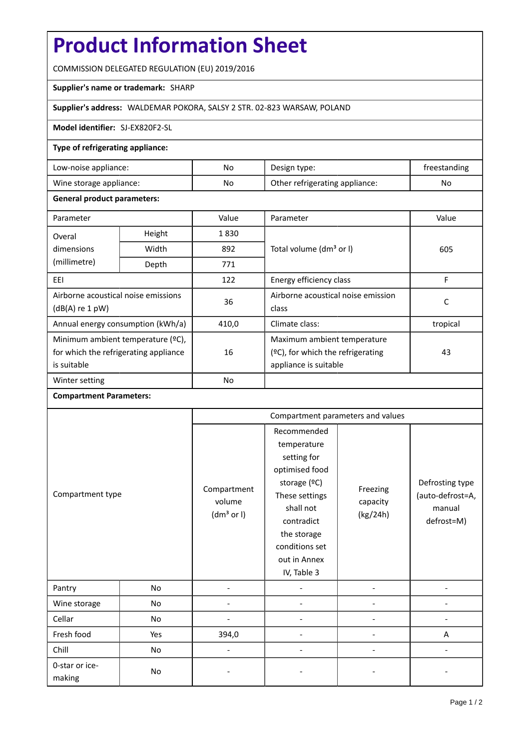# Product Information Sheet

COMMISSION DELEGATED REGULATION (EU) 2019/2016

**Supplier's name or trademark:** SHARP

**Supplier's address:** WALDEMAR POKORA, SALSY 2 STR. 02-823 WARSAW, POLAND

**Model identifier:** SJ-EX820F2-SL

**Type of refrigerating appliance:**

| | | | |
|---|---|---|---|
| Low-noise appliance: | No | Design type: | freestanding |
| Wine storage appliance: | No | Other refrigerating appliance: | No |

**General product parameters:**

| Parameter | | Value | Parameter | Value |
|---|---|---|---|---|
| Overal dimensions (millimetre) | Height | 1 830 | Total volume (dm³ or l) | 605 |
| | Width | 892 | | |
| | Depth | 771 | | |
| EEI | | 122 | Energy efficiency class | F |
| Airborne acoustical noise emissions (dB(A) re 1 pW) | | 36 | Airborne acoustical noise emission class | C |
| Annual energy consumption (kWh/a) | | 410,0 | Climate class: | tropical |
| Minimum ambient temperature (ºC), for which the refrigerating appliance is suitable | | 16 | Maximum ambient temperature (ºC), for which the refrigerating appliance is suitable | 43 |
| Winter setting | | No | | |

**Compartment Parameters:**

| Compartment type | | Compartment parameters and values | | | |
|---|---|---|---|---|---|
| | | Compartment volume (dm³ or l) | Recommended temperature setting for optimised food storage (ºC) These settings shall not contradict the storage conditions set out in Annex IV, Table 3 | Freezing capacity (kg/24h) | Defrosting type (auto-defrost=A, manual defrost=M) |
| Pantry | No | - | - | - | - |
| Wine storage | No | - | - | - | - |
| Cellar | No | - | - | - | - |
| Fresh food | Yes | 394,0 | - | - | A |
| Chill | No | - | - | - | - |
| 0-star or ice-making | No | - | - | - | - |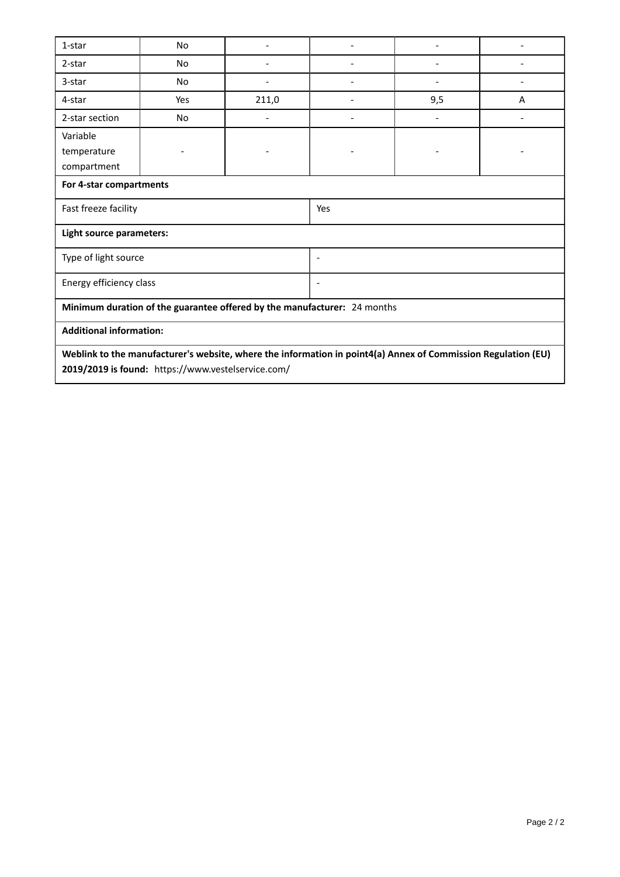| | | | | | |
|---|---|---|---|---|---|
| 1-star | No | - | - | - | - |
| 2-star | No | - | - | - | - |
| 3-star | No | - | - | - | - |
| 4-star | Yes | 211,0 | - | 9,5 | A |
| 2-star section | No | - | - | - | - |
| Variable temperature compartment | - | - | - | - | - |

**For 4-star compartments**

| | |
|---|---|
| Fast freeze facility | Yes |

**Light source parameters:**

| | |
|---|---|
| Type of light source | - |
| Energy efficiency class | - |

**Minimum duration of the guarantee offered by the manufacturer:** 24 months

**Additional information:**

**Weblink to the manufacturer's website, where the information in point4(a) Annex of Commission Regulation (EU) 2019/2019 is found:** https://www.vestelservice.com/